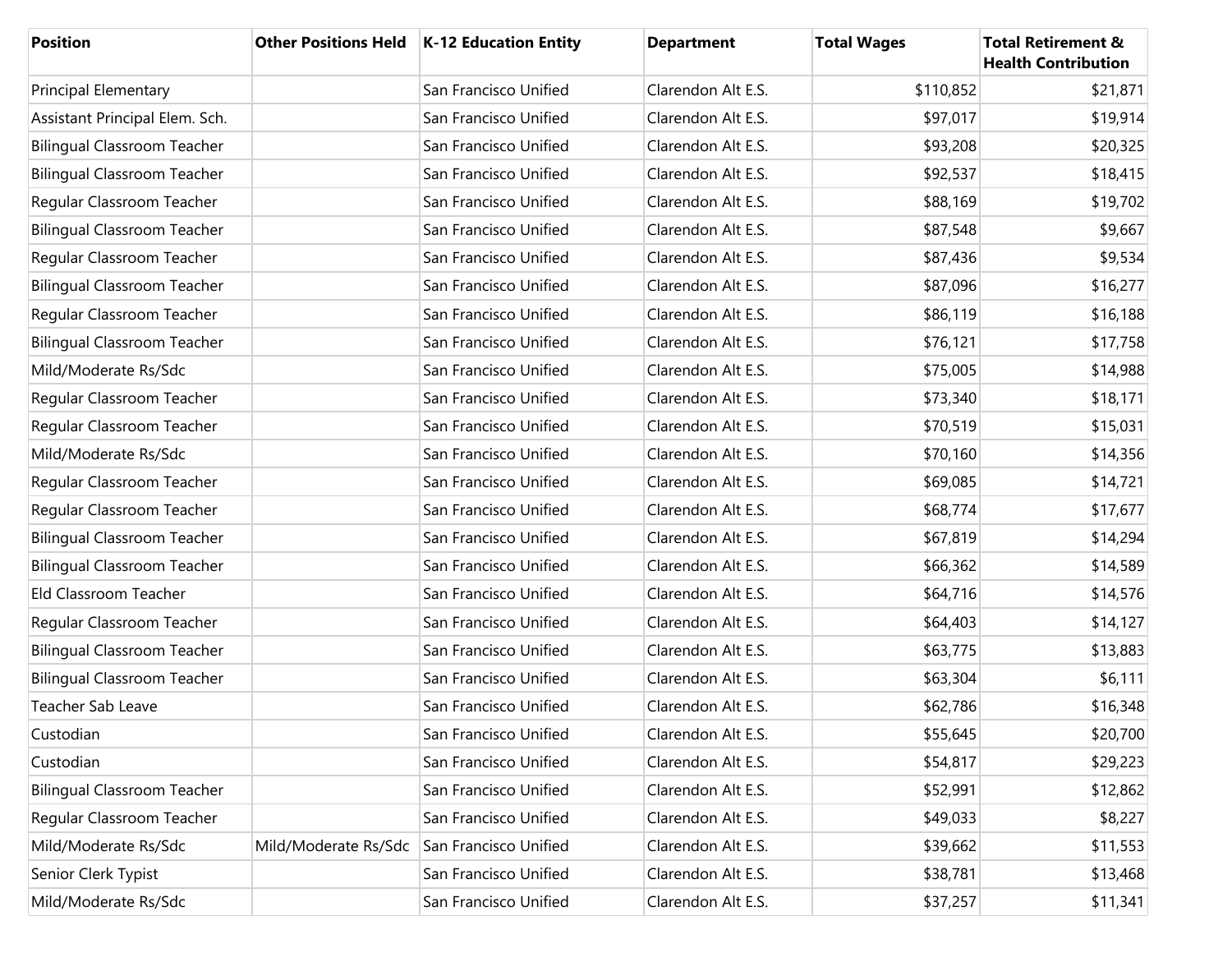| Position | Other Positions Held | K-12 Education Entity | Department | Total Wages | Total Retirement & Health Contribution |
|---|---|---|---|---|---|
| Principal Elementary | | San Francisco Unified | Clarendon Alt E.S. | $110,852 | $21,871 |
| Assistant Principal Elem. Sch. | | San Francisco Unified | Clarendon Alt E.S. | $97,017 | $19,914 |
| Bilingual Classroom Teacher | | San Francisco Unified | Clarendon Alt E.S. | $93,208 | $20,325 |
| Bilingual Classroom Teacher | | San Francisco Unified | Clarendon Alt E.S. | $92,537 | $18,415 |
| Regular Classroom Teacher | | San Francisco Unified | Clarendon Alt E.S. | $88,169 | $19,702 |
| Bilingual Classroom Teacher | | San Francisco Unified | Clarendon Alt E.S. | $87,548 | $9,667 |
| Regular Classroom Teacher | | San Francisco Unified | Clarendon Alt E.S. | $87,436 | $9,534 |
| Bilingual Classroom Teacher | | San Francisco Unified | Clarendon Alt E.S. | $87,096 | $16,277 |
| Regular Classroom Teacher | | San Francisco Unified | Clarendon Alt E.S. | $86,119 | $16,188 |
| Bilingual Classroom Teacher | | San Francisco Unified | Clarendon Alt E.S. | $76,121 | $17,758 |
| Mild/Moderate Rs/Sdc | | San Francisco Unified | Clarendon Alt E.S. | $75,005 | $14,988 |
| Regular Classroom Teacher | | San Francisco Unified | Clarendon Alt E.S. | $73,340 | $18,171 |
| Regular Classroom Teacher | | San Francisco Unified | Clarendon Alt E.S. | $70,519 | $15,031 |
| Mild/Moderate Rs/Sdc | | San Francisco Unified | Clarendon Alt E.S. | $70,160 | $14,356 |
| Regular Classroom Teacher | | San Francisco Unified | Clarendon Alt E.S. | $69,085 | $14,721 |
| Regular Classroom Teacher | | San Francisco Unified | Clarendon Alt E.S. | $68,774 | $17,677 |
| Bilingual Classroom Teacher | | San Francisco Unified | Clarendon Alt E.S. | $67,819 | $14,294 |
| Bilingual Classroom Teacher | | San Francisco Unified | Clarendon Alt E.S. | $66,362 | $14,589 |
| Eld Classroom Teacher | | San Francisco Unified | Clarendon Alt E.S. | $64,716 | $14,576 |
| Regular Classroom Teacher | | San Francisco Unified | Clarendon Alt E.S. | $64,403 | $14,127 |
| Bilingual Classroom Teacher | | San Francisco Unified | Clarendon Alt E.S. | $63,775 | $13,883 |
| Bilingual Classroom Teacher | | San Francisco Unified | Clarendon Alt E.S. | $63,304 | $6,111 |
| Teacher Sab Leave | | San Francisco Unified | Clarendon Alt E.S. | $62,786 | $16,348 |
| Custodian | | San Francisco Unified | Clarendon Alt E.S. | $55,645 | $20,700 |
| Custodian | | San Francisco Unified | Clarendon Alt E.S. | $54,817 | $29,223 |
| Bilingual Classroom Teacher | | San Francisco Unified | Clarendon Alt E.S. | $52,991 | $12,862 |
| Regular Classroom Teacher | | San Francisco Unified | Clarendon Alt E.S. | $49,033 | $8,227 |
| Mild/Moderate Rs/Sdc | Mild/Moderate Rs/Sdc | San Francisco Unified | Clarendon Alt E.S. | $39,662 | $11,553 |
| Senior Clerk Typist | | San Francisco Unified | Clarendon Alt E.S. | $38,781 | $13,468 |
| Mild/Moderate Rs/Sdc | | San Francisco Unified | Clarendon Alt E.S. | $37,257 | $11,341 |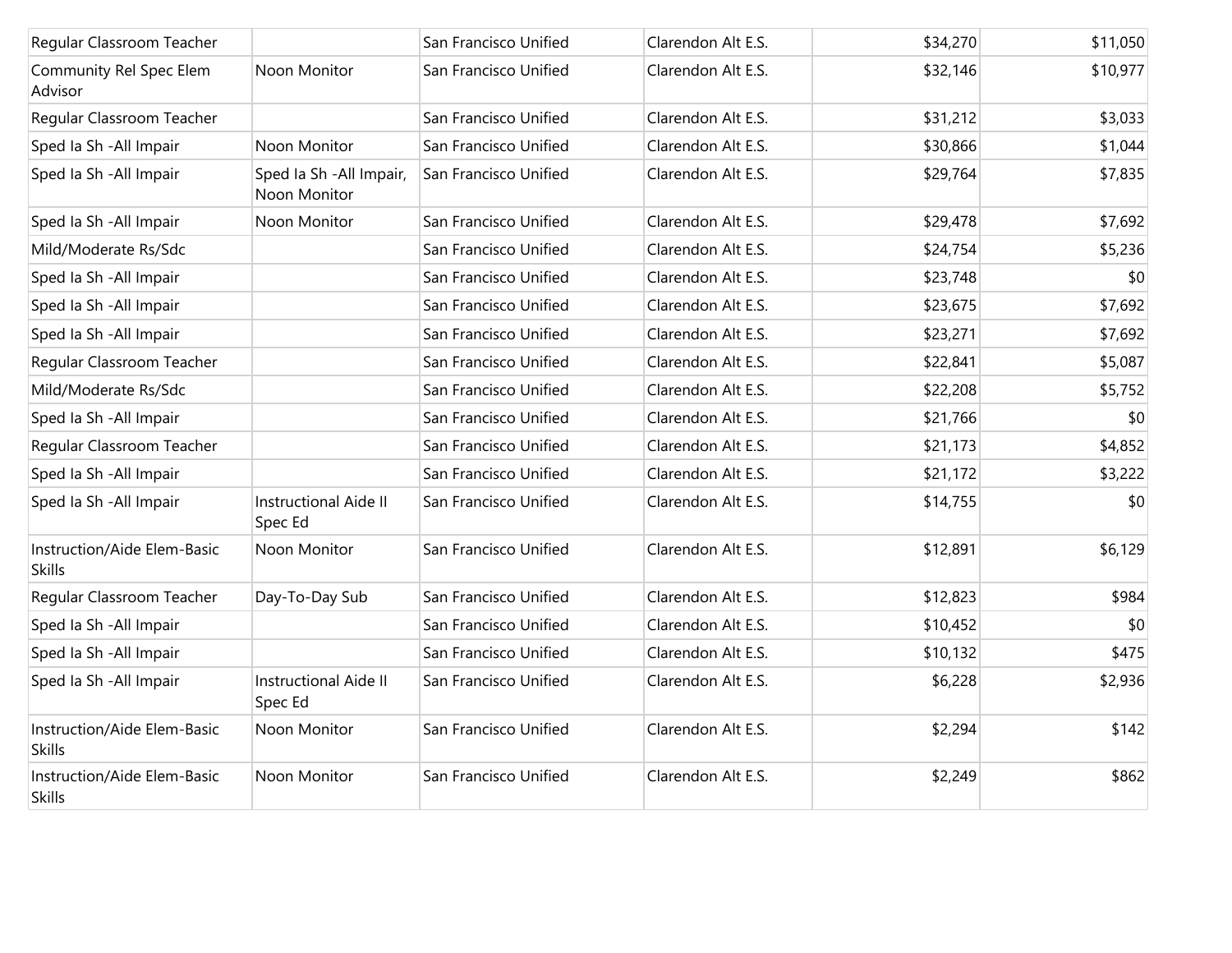| | | | | | |
|---|---|---|---|---|---|
| Regular Classroom Teacher | | San Francisco Unified | Clarendon Alt E.S. | $34,270 | $11,050 |
| Community Rel Spec Elem Advisor | Noon Monitor | San Francisco Unified | Clarendon Alt E.S. | $32,146 | $10,977 |
| Regular Classroom Teacher | | San Francisco Unified | Clarendon Alt E.S. | $31,212 | $3,033 |
| Sped Ia Sh -All Impair | Noon Monitor | San Francisco Unified | Clarendon Alt E.S. | $30,866 | $1,044 |
| Sped Ia Sh -All Impair | Sped Ia Sh -All Impair, Noon Monitor | San Francisco Unified | Clarendon Alt E.S. | $29,764 | $7,835 |
| Sped Ia Sh -All Impair | Noon Monitor | San Francisco Unified | Clarendon Alt E.S. | $29,478 | $7,692 |
| Mild/Moderate Rs/Sdc | | San Francisco Unified | Clarendon Alt E.S. | $24,754 | $5,236 |
| Sped Ia Sh -All Impair | | San Francisco Unified | Clarendon Alt E.S. | $23,748 | $0 |
| Sped Ia Sh -All Impair | | San Francisco Unified | Clarendon Alt E.S. | $23,675 | $7,692 |
| Sped Ia Sh -All Impair | | San Francisco Unified | Clarendon Alt E.S. | $23,271 | $7,692 |
| Regular Classroom Teacher | | San Francisco Unified | Clarendon Alt E.S. | $22,841 | $5,087 |
| Mild/Moderate Rs/Sdc | | San Francisco Unified | Clarendon Alt E.S. | $22,208 | $5,752 |
| Sped Ia Sh -All Impair | | San Francisco Unified | Clarendon Alt E.S. | $21,766 | $0 |
| Regular Classroom Teacher | | San Francisco Unified | Clarendon Alt E.S. | $21,173 | $4,852 |
| Sped Ia Sh -All Impair | | San Francisco Unified | Clarendon Alt E.S. | $21,172 | $3,222 |
| Sped Ia Sh -All Impair | Instructional Aide II Spec Ed | San Francisco Unified | Clarendon Alt E.S. | $14,755 | $0 |
| Instruction/Aide Elem-Basic Skills | Noon Monitor | San Francisco Unified | Clarendon Alt E.S. | $12,891 | $6,129 |
| Regular Classroom Teacher | Day-To-Day Sub | San Francisco Unified | Clarendon Alt E.S. | $12,823 | $984 |
| Sped Ia Sh -All Impair | | San Francisco Unified | Clarendon Alt E.S. | $10,452 | $0 |
| Sped Ia Sh -All Impair | | San Francisco Unified | Clarendon Alt E.S. | $10,132 | $475 |
| Sped Ia Sh -All Impair | Instructional Aide II Spec Ed | San Francisco Unified | Clarendon Alt E.S. | $6,228 | $2,936 |
| Instruction/Aide Elem-Basic Skills | Noon Monitor | San Francisco Unified | Clarendon Alt E.S. | $2,294 | $142 |
| Instruction/Aide Elem-Basic Skills | Noon Monitor | San Francisco Unified | Clarendon Alt E.S. | $2,249 | $862 |